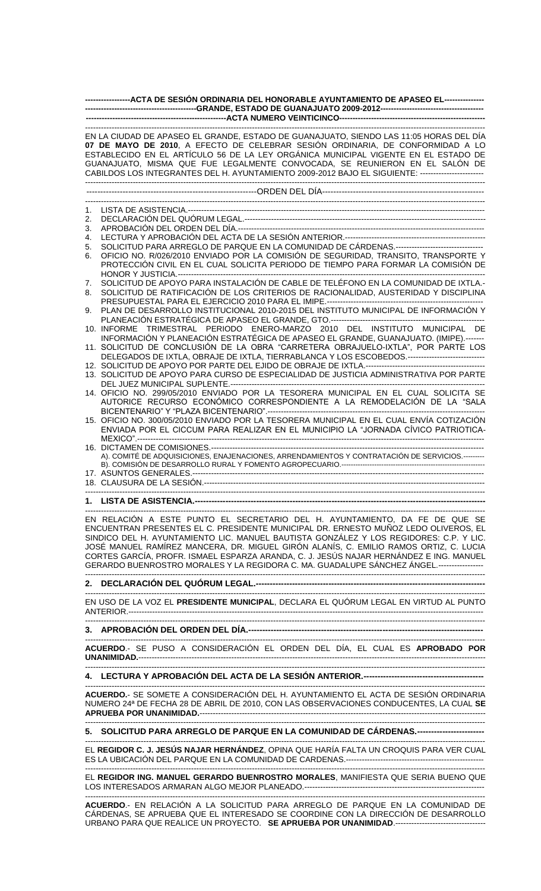**ACTA DE SESIÓN ORDINARIA DEL HONORABLE AYUNTAMIENTO DE APASEO EL GRANDE, ESTADO DE GUANAJUATO 2009-2012**

**ACTA NUMERO VEINTICINCO**

EN LA CIUDAD DE APASEO EL GRANDE, ESTADO DE GUANAJUATO, SIENDO LAS 11:05 HORAS DEL DÍA **07 DE MAYO DE 2010**, A EFECTO DE CELEBRAR SESIÓN ORDINARIA, DE CONFORMIDAD A LO ESTABLECIDO EN EL ARTÍCULO 56 DE LA LEY ORGÁNICA MUNICIPAL VIGENTE EN EL ESTADO DE GUANAJUATO, MISMA QUE FUE LEGALMENTE CONVOCADA, SE REUNIERON EN EL SALÓN DE CABILDOS LOS INTEGRANTES DEL H. AYUNTAMIENTO 2009-2012 BAJO EL SIGUIENTE:

ORDEN DEL DÍA

1. LISTA DE ASISTENCIA.
2. DECLARACIÓN DEL QUÓRUM LEGAL.
3. APROBACIÓN DEL ORDEN DEL DÍA.
4. LECTURA Y APROBACIÓN DEL ACTA DE LA SESIÓN ANTERIOR.
5. SOLICITUD PARA ARREGLO DE PARQUE EN LA COMUNIDAD DE CÁRDENAS.
6. OFICIO NO. R/026/2010 ENVIADO POR LA COMISIÓN DE SEGURIDAD, TRANSITO, TRANSPORTE Y PROTECCIÓN CIVIL EN EL CUAL SOLICITA PERIODO DE TIEMPO PARA FORMAR LA COMISIÓN DE HONOR Y JUSTICIA.
7. SOLICITUD DE APOYO PARA INSTALACIÓN DE CABLE DE TELÉFONO EN LA COMUNIDAD DE IXTLA.
8. SOLICITUD DE RATIFICACIÓN DE LOS CRITERIOS DE RACIONALIDAD, AUSTERIDAD Y DISCIPLINA PRESUPUESTAL PARA EL EJERCICIO 2010 PARA EL IMIPE.
9. PLAN DE DESARROLLO INSTITUCIONAL 2010-2015 DEL INSTITUTO MUNICIPAL DE INFORMACIÓN Y PLANEACIÓN ESTRATÉGICA DE APASEO EL GRANDE, GTO.
10. INFORME TRIMESTRAL PERIODO ENERO-MARZO 2010 DEL INSTITUTO MUNICIPAL DE INFORMACIÓN Y PLANEACIÓN ESTRATÉGICA DE APASEO EL GRANDE, GUANAJUATO. (IMIPE).
11. SOLICITUD DE CONCLUSIÓN DE LA OBRA "CARRETERA OBRAJUELO-IXTLA", POR PARTE LOS DELEGADOS DE IXTLA, OBRAJE DE IXTLA, TIERRABLANCA Y LOS ESCOBEDOS.
12. SOLICITUD DE APOYO POR PARTE DEL EJIDO DE OBRAJE DE IXTLA.
13. SOLICITUD DE APOYO PARA CURSO DE ESPECIALIDAD DE JUSTICIA ADMINISTRATIVA POR PARTE DEL JUEZ MUNICIPAL SUPLENTE.
14. OFICIO NO. 299/05/2010 ENVIADO POR LA TESORERA MUNICIPAL EN EL CUAL SOLICITA SE AUTORICE RECURSO ECONÓMICO CORRESPONDIENTE A LA REMODELACIÓN DE LA "SALA BICENTENARIO" Y "PLAZA BICENTENARIO".
15. OFICIO NO. 300/05/2010 ENVIADO POR LA TESORERA MUNICIPAL EN EL CUAL ENVÍA COTIZACIÓN ENVIADA POR EL CICCUM PARA REALIZAR EN EL MUNICIPIO LA "JORNADA CÍVICO PATRIOTICA-MEXICO".
16. DICTAMEN DE COMISIONES.
    A). COMITÉ DE ADQUISICIONES, ENAJENACIONES, ARRENDAMIENTOS Y CONTRATACIÓN DE SERVICIOS.
    B). COMISIÓN DE DESARROLLO RURAL Y FOMENTO AGROPECUARIO.
17. ASUNTOS GENERALES.
18. CLAUSURA DE LA SESIÓN.

**1. LISTA DE ASISTENCIA.**

EN RELACIÓN A ESTE PUNTO EL SECRETARIO DEL H. AYUNTAMIENTO, DA FE DE QUE SE ENCUENTRAN PRESENTES EL C. PRESIDENTE MUNICIPAL DR. ERNESTO MUÑOZ LEDO OLIVEROS, EL SINDICO DEL H. AYUNTAMIENTO LIC. MANUEL BAUTISTA GONZÁLEZ Y LOS REGIDORES: C.P. Y LIC. JOSÉ MANUEL RAMÍREZ MANCERA, DR. MIGUEL GIRÓN ALANÍS, C. EMILIO RAMOS ORTIZ, C. LUCIA CORTES GARCÍA, PROFR. ISMAEL ESPARZA ARANDA, C. J. JESÚS NAJAR HERNÁNDEZ E ING. MANUEL GERARDO BUENROSTRO MORALES Y LA REGIDORA C. MA. GUADALUPE SÁNCHEZ ÁNGEL.

**2. DECLARACIÓN DEL QUÓRUM LEGAL.**

EN USO DE LA VOZ EL **PRESIDENTE MUNICIPAL**, DECLARA EL QUÓRUM LEGAL EN VIRTUD AL PUNTO ANTERIOR.

**3. APROBACIÓN DEL ORDEN DEL DÍA.**

**ACUERDO**.- SE PUSO A CONSIDERACIÓN EL ORDEN DEL DÍA, EL CUAL ES **APROBADO POR UNANIMIDAD.**

**4. LECTURA Y APROBACIÓN DEL ACTA DE LA SESIÓN ANTERIOR.**

**ACUERDO.**- SE SOMETE A CONSIDERACIÓN DEL H. AYUNTAMIENTO EL ACTA DE SESIÓN ORDINARIA NUMERO 24ª DE FECHA 28 DE ABRIL DE 2010, CON LAS OBSERVACIONES CONDUCENTES, LA CUAL **SE APRUEBA POR UNANIMIDAD.**

**5. SOLICITUD PARA ARREGLO DE PARQUE EN LA COMUNIDAD DE CÁRDENAS.**

EL **REGIDOR C. J. JESÚS NAJAR HERNÁNDEZ**, OPINA QUE HARÍA FALTA UN CROQUIS PARA VER CUAL ES LA UBICACIÓN DEL PARQUE EN LA COMUNIDAD DE CARDENAS.

EL **REGIDOR ING. MANUEL GERARDO BUENROSTRO MORALES**, MANIFIESTA QUE SERIA BUENO QUE LOS INTERESADOS ARMARAN ALGO MEJOR PLANEADO.

**ACUERDO**.- EN RELACIÓN A LA SOLICITUD PARA ARREGLO DE PARQUE EN LA COMUNIDAD DE CÁRDENAS, SE APRUEBA QUE EL INTERESADO SE COORDINE CON LA DIRECCIÓN DE DESARROLLO URBANO PARA QUE REALICE UN PROYECTO. **SE APRUEBA POR UNANIMIDAD**.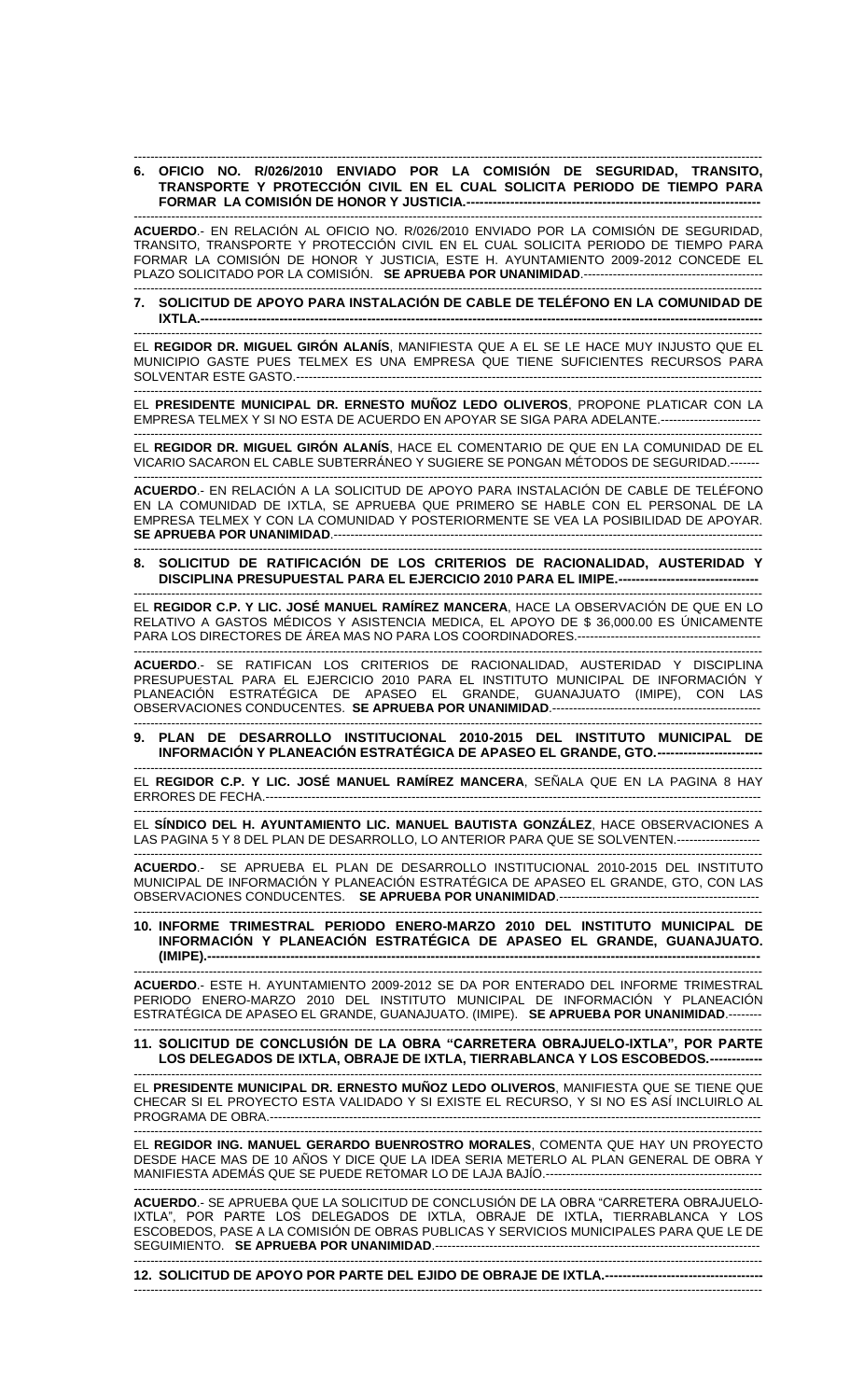**6. OFICIO NO. R/026/2010 ENVIADO POR LA COMISIÓN DE SEGURIDAD, TRANSITO, TRANSPORTE Y PROTECCIÓN CIVIL EN EL CUAL SOLICITA PERIODO DE TIEMPO PARA FORMAR LA COMISIÓN DE HONOR Y JUSTICIA.**

**ACUERDO**.- EN RELACIÓN AL OFICIO NO. R/026/2010 ENVIADO POR LA COMISIÓN DE SEGURIDAD, TRANSITO, TRANSPORTE Y PROTECCIÓN CIVIL EN EL CUAL SOLICITA PERIODO DE TIEMPO PARA FORMAR LA COMISIÓN DE HONOR Y JUSTICIA, ESTE H. AYUNTAMIENTO 2009-2012 CONCEDE EL PLAZO SOLICITADO POR LA COMISIÓN. **SE APRUEBA POR UNANIMIDAD**.

**7. SOLICITUD DE APOYO PARA INSTALACIÓN DE CABLE DE TELÉFONO EN LA COMUNIDAD DE IXTLA.**

EL **REGIDOR DR. MIGUEL GIRÓN ALANÍS**, MANIFIESTA QUE A EL SE LE HACE MUY INJUSTO QUE EL MUNICIPIO GASTE PUES TELMEX ES UNA EMPRESA QUE TIENE SUFICIENTES RECURSOS PARA SOLVENTAR ESTE GASTO.

EL **PRESIDENTE MUNICIPAL DR. ERNESTO MUÑOZ LEDO OLIVEROS**, PROPONE PLATICAR CON LA EMPRESA TELMEX Y SI NO ESTA DE ACUERDO EN APOYAR SE SIGA PARA ADELANTE.

EL **REGIDOR DR. MIGUEL GIRÓN ALANÍS**, HACE EL COMENTARIO DE QUE EN LA COMUNIDAD DE EL VICARIO SACARON EL CABLE SUBTERRÁNEO Y SUGIERE SE PONGAN MÉTODOS DE SEGURIDAD.

**ACUERDO**.- EN RELACIÓN A LA SOLICITUD DE APOYO PARA INSTALACIÓN DE CABLE DE TELÉFONO EN LA COMUNIDAD DE IXTLA, SE APRUEBA QUE PRIMERO SE HABLE CON EL PERSONAL DE LA EMPRESA TELMEX Y CON LA COMUNIDAD Y POSTERIORMENTE SE VEA LA POSIBILIDAD DE APOYAR. **SE APRUEBA POR UNANIMIDAD**.

**8. SOLICITUD DE RATIFICACIÓN DE LOS CRITERIOS DE RACIONALIDAD, AUSTERIDAD Y DISCIPLINA PRESUPUESTAL PARA EL EJERCICIO 2010 PARA EL IMIPE.**

EL **REGIDOR C.P. Y LIC. JOSÉ MANUEL RAMÍREZ MANCERA**, HACE LA OBSERVACIÓN DE QUE EN LO RELATIVO A GASTOS MÉDICOS Y ASISTENCIA MEDICA, EL APOYO DE $ 36,000.00 ES ÚNICAMENTE PARA LOS DIRECTORES DE ÁREA MAS NO PARA LOS COORDINADORES.

**ACUERDO**.- SE RATIFICAN LOS CRITERIOS DE RACIONALIDAD, AUSTERIDAD Y DISCIPLINA PRESUPUESTAL PARA EL EJERCICIO 2010 PARA EL INSTITUTO MUNICIPAL DE INFORMACIÓN Y PLANEACIÓN ESTRATÉGICA DE APASEO EL GRANDE, GUANAJUATO (IMIPE), CON LAS OBSERVACIONES CONDUCENTES. **SE APRUEBA POR UNANIMIDAD**.

**9. PLAN DE DESARROLLO INSTITUCIONAL 2010-2015 DEL INSTITUTO MUNICIPAL DE INFORMACIÓN Y PLANEACIÓN ESTRATÉGICA DE APASEO EL GRANDE, GTO.**

EL **REGIDOR C.P. Y LIC. JOSÉ MANUEL RAMÍREZ MANCERA**, SEÑALA QUE EN LA PAGINA 8 HAY ERRORES DE FECHA.

EL **SÍNDICO DEL H. AYUNTAMIENTO LIC. MANUEL BAUTISTA GONZÁLEZ**, HACE OBSERVACIONES A LAS PAGINA 5 Y 8 DEL PLAN DE DESARROLLO, LO ANTERIOR PARA QUE SE SOLVENTEN.

**ACUERDO**.- SE APRUEBA EL PLAN DE DESARROLLO INSTITUCIONAL 2010-2015 DEL INSTITUTO MUNICIPAL DE INFORMACIÓN Y PLANEACIÓN ESTRATÉGICA DE APASEO EL GRANDE, GTO, CON LAS OBSERVACIONES CONDUCENTES. **SE APRUEBA POR UNANIMIDAD**.

**10. INFORME TRIMESTRAL PERIODO ENERO-MARZO 2010 DEL INSTITUTO MUNICIPAL DE INFORMACIÓN Y PLANEACIÓN ESTRATÉGICA DE APASEO EL GRANDE, GUANAJUATO. (IMIPE).**

**ACUERDO**.- ESTE H. AYUNTAMIENTO 2009-2012 SE DA POR ENTERADO DEL INFORME TRIMESTRAL PERIODO ENERO-MARZO 2010 DEL INSTITUTO MUNICIPAL DE INFORMACIÓN Y PLANEACIÓN ESTRATÉGICA DE APASEO EL GRANDE, GUANAJUATO. (IMIPE). **SE APRUEBA POR UNANIMIDAD**.

**11. SOLICITUD DE CONCLUSIÓN DE LA OBRA "CARRETERA OBRAJUELO-IXTLA", POR PARTE LOS DELEGADOS DE IXTLA, OBRAJE DE IXTLA, TIERRABLANCA Y LOS ESCOBEDOS.**

EL **PRESIDENTE MUNICIPAL DR. ERNESTO MUÑOZ LEDO OLIVEROS**, MANIFIESTA QUE SE TIENE QUE CHECAR SI EL PROYECTO ESTA VALIDADO Y SI EXISTE EL RECURSO, Y SI NO ES ASÍ INCLUIRLO AL PROGRAMA DE OBRA.

EL **REGIDOR ING. MANUEL GERARDO BUENROSTRO MORALES**, COMENTA QUE HAY UN PROYECTO DESDE HACE MAS DE 10 AÑOS Y DICE QUE LA IDEA SERIA METERLO AL PLAN GENERAL DE OBRA Y MANIFIESTA ADEMÁS QUE SE PUEDE RETOMAR LO DE LAJA BAJÍO.

**ACUERDO**.- SE APRUEBA QUE LA SOLICITUD DE CONCLUSIÓN DE LA OBRA "CARRETERA OBRAJUELO-IXTLA", POR PARTE LOS DELEGADOS DE IXTLA, OBRAJE DE IXTLA, TIERRABLANCA Y LOS ESCOBEDOS, PASE A LA COMISIÓN DE OBRAS PUBLICAS Y SERVICIOS MUNICIPALES PARA QUE LE DE SEGUIMIENTO. **SE APRUEBA POR UNANIMIDAD**.

**12. SOLICITUD DE APOYO POR PARTE DEL EJIDO DE OBRAJE DE IXTLA.**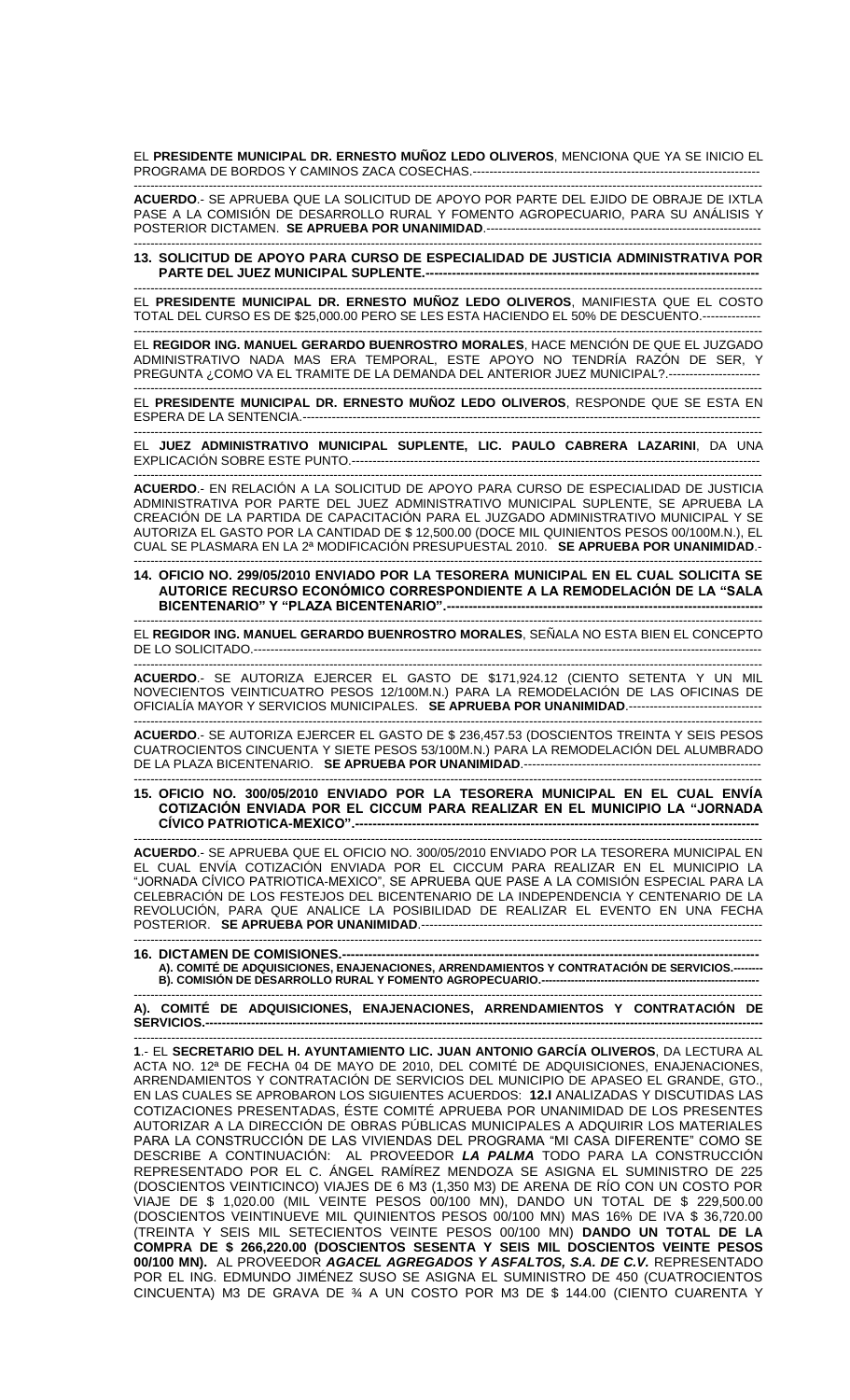EL **PRESIDENTE MUNICIPAL DR. ERNESTO MUÑOZ LEDO OLIVEROS**, MENCIONA QUE YA SE INICIO EL PROGRAMA DE BORDOS Y CAMINOS ZACA COSECHAS.------------------------------------------------------------------

**ACUERDO**.- SE APRUEBA QUE LA SOLICITUD DE APOYO POR PARTE DEL EJIDO DE OBRAJE DE IXTLA PASE A LA COMISIÓN DE DESARROLLO RURAL Y FOMENTO AGROPECUARIO, PARA SU ANÁLISIS Y POSTERIOR DICTAMEN. **SE APRUEBA POR UNANIMIDAD**.----------------------------------------------------------------

**13. SOLICITUD DE APOYO PARA CURSO DE ESPECIALIDAD DE JUSTICIA ADMINISTRATIVA POR PARTE DEL JUEZ MUNICIPAL SUPLENTE.-------------------------------------------------------------------------------**

EL **PRESIDENTE MUNICIPAL DR. ERNESTO MUÑOZ LEDO OLIVEROS**, MANIFIESTA QUE EL COSTO TOTAL DEL CURSO ES DE $25,000.00 PERO SE LES ESTA HACIENDO EL 50% DE DESCUENTO.--------------

EL **REGIDOR ING. MANUEL GERARDO BUENROSTRO MORALES**, HACE MENCIÓN DE QUE EL JUZGADO ADMINISTRATIVO NADA MAS ERA TEMPORAL, ESTE APOYO NO TENDRÍA RAZÓN DE SER, Y PREGUNTA ¿COMO VA EL TRAMITE DE LA DEMANDA DEL ANTERIOR JUEZ MUNICIPAL?.----------------------

EL **PRESIDENTE MUNICIPAL DR. ERNESTO MUÑOZ LEDO OLIVEROS**, RESPONDE QUE SE ESTA EN ESPERA DE LA SENTENCIA.----------------------------------------------------------------------------------------------------

EL **JUEZ ADMINISTRATIVO MUNICIPAL SUPLENTE, LIC. PAULO CABRERA LAZARINI**, DA UNA EXPLICACIÓN SOBRE ESTE PUNTO.---------------------------------------------------------------------------------------------

**ACUERDO**.- EN RELACIÓN A LA SOLICITUD DE APOYO PARA CURSO DE ESPECIALIDAD DE JUSTICIA ADMINISTRATIVA POR PARTE DEL JUEZ ADMINISTRATIVO MUNICIPAL SUPLENTE, SE APRUEBA LA CREACIÓN DE LA PARTIDA DE CAPACITACIÓN PARA EL JUZGADO ADMINISTRATIVO MUNICIPAL Y SE AUTORIZA EL GASTO POR LA CANTIDAD DE $ 12,500.00 (DOCE MIL QUINIENTOS PESOS 00/100M.N.), EL CUAL SE PLASMARA EN LA 2ª MODIFICACIÓN PRESUPUESTAL 2010. **SE APRUEBA POR UNANIMIDAD**.-

**14. OFICIO NO. 299/05/2010 ENVIADO POR LA TESORERA MUNICIPAL EN EL CUAL SOLICITA SE AUTORICE RECURSO ECONÓMICO CORRESPONDIENTE A LA REMODELACIÓN DE LA "SALA BICENTENARIO" Y "PLAZA BICENTENARIO".----------------------------------------------------------------------------**

EL **REGIDOR ING. MANUEL GERARDO BUENROSTRO MORALES**, SEÑALA NO ESTA BIEN EL CONCEPTO DE LO SOLICITADO.----------------------------------------------------------------------------------------------------------

**ACUERDO**.- SE AUTORIZA EJERCER EL GASTO DE $171,924.12 (CIENTO SETENTA Y UN MIL NOVECIENTOS VEINTICUATRO PESOS 12/100M.N.) PARA LA REMODELACIÓN DE LAS OFICINAS DE OFICIALÍA MAYOR Y SERVICIOS MUNICIPALES. **SE APRUEBA POR UNANIMIDAD**.--------------------------------

**ACUERDO**.- SE AUTORIZA EJERCER EL GASTO DE $ 236,457.53 (DOSCIENTOS TREINTA Y SEIS PESOS CUATROCIENTOS CINCUENTA Y SIETE PESOS 53/100M.N.) PARA LA REMODELACIÓN DEL ALUMBRADO DE LA PLAZA BICENTENARIO. **SE APRUEBA POR UNANIMIDAD**.--------------------------------------------------------

**15. OFICIO NO. 300/05/2010 ENVIADO POR LA TESORERA MUNICIPAL EN EL CUAL ENVÍA COTIZACIÓN ENVIADA POR EL CICCUM PARA REALIZAR EN EL MUNICIPIO LA "JORNADA CÍVICO PATRIOTICA-MEXICO".------------------------------------------------------------------------------------------------**

**ACUERDO**.- SE APRUEBA QUE EL OFICIO NO. 300/05/2010 ENVIADO POR LA TESORERA MUNICIPAL EN EL CUAL ENVÍA COTIZACIÓN ENVIADA POR EL CICCUM PARA REALIZAR EN EL MUNICIPIO LA "JORNADA CÍVICO PATRIOTICA-MEXICO", SE APRUEBA QUE PASE A LA COMISIÓN ESPECIAL PARA LA CELEBRACIÓN DE LOS FESTEJOS DEL BICENTENARIO DE LA INDEPENDENCIA Y CENTENARIO DE LA REVOLUCIÓN, PARA QUE ANALICE LA POSIBILIDAD DE REALIZAR EL EVENTO EN UNA FECHA POSTERIOR. **SE APRUEBA POR UNANIMIDAD**.-----------------------------------------------------------------------------------

**16. DICTAMEN DE COMISIONES.-----------------------------------------------------------------------------------------------**
**A). COMITÉ DE ADQUISICIONES, ENAJENACIONES, ARRENDAMIENTOS Y CONTRATACIÓN DE SERVICIOS.--------**
**B). COMISIÓN DE DESARROLLO RURAL Y FOMENTO AGROPECUARIO.-------------------------------------------------------**

**A). COMITÉ DE ADQUISICIONES, ENAJENACIONES, ARRENDAMIENTOS Y CONTRATACIÓN DE SERVICIOS.---------------------------------------------------------------------------------------------------------------------------**

**1**.- EL **SECRETARIO DEL H. AYUNTAMIENTO LIC. JUAN ANTONIO GARCÍA OLIVEROS**, DA LECTURA AL ACTA NO. 12ª DE FECHA 04 DE MAYO DE 2010, DEL COMITÉ DE ADQUISICIONES, ENAJENACIONES, ARRENDAMIENTOS Y CONTRATACIÓN DE SERVICIOS DEL MUNICIPIO DE APASEO EL GRANDE, GTO., EN LAS CUALES SE APROBARON LOS SIGUIENTES ACUERDOS: **12.I** ANALIZADAS Y DISCUTIDAS LAS COTIZACIONES PRESENTADAS, ÉSTE COMITÉ APRUEBA POR UNANIMIDAD DE LOS PRESENTES AUTORIZAR A LA DIRECCIÓN DE OBRAS PÚBLICAS MUNICIPALES A ADQUIRIR LOS MATERIALES PARA LA CONSTRUCCIÓN DE LAS VIVIENDAS DEL PROGRAMA "MI CASA DIFERENTE" COMO SE DESCRIBE A CONTINUACIÓN: AL PROVEEDOR ***LA PALMA*** TODO PARA LA CONSTRUCCIÓN REPRESENTADO POR EL C. ÁNGEL RAMÍREZ MENDOZA SE ASIGNA EL SUMINISTRO DE 225 (DOSCIENTOS VEINTICINCO) VIAJES DE 6 M3 (1,350 M3) DE ARENA DE RÍO CON UN COSTO POR VIAJE DE $ 1,020.00 (MIL VEINTE PESOS 00/100 MN), DANDO UN TOTAL DE $ 229,500.00 (DOSCIENTOS VEINTINUEVE MIL QUINIENTOS PESOS 00/100 MN) MAS 16% DE IVA $ 36,720.00 (TREINTA Y SEIS MIL SETECIENTOS VEINTE PESOS 00/100 MN) **DANDO UN TOTAL DE LA COMPRA DE $ 266,220.00 (DOSCIENTOS SESENTA Y SEIS MIL DOSCIENTOS VEINTE PESOS 00/100 MN).** AL PROVEEDOR ***AGACEL AGREGADOS Y ASFALTOS, S.A. DE C.V.*** REPRESENTADO POR EL ING. EDMUNDO JIMÉNEZ SUSO SE ASIGNA EL SUMINISTRO DE 450 (CUATROCIENTOS CINCUENTA) M3 DE GRAVA DE ¾ A UN COSTO POR M3 DE $ 144.00 (CIENTO CUARENTA Y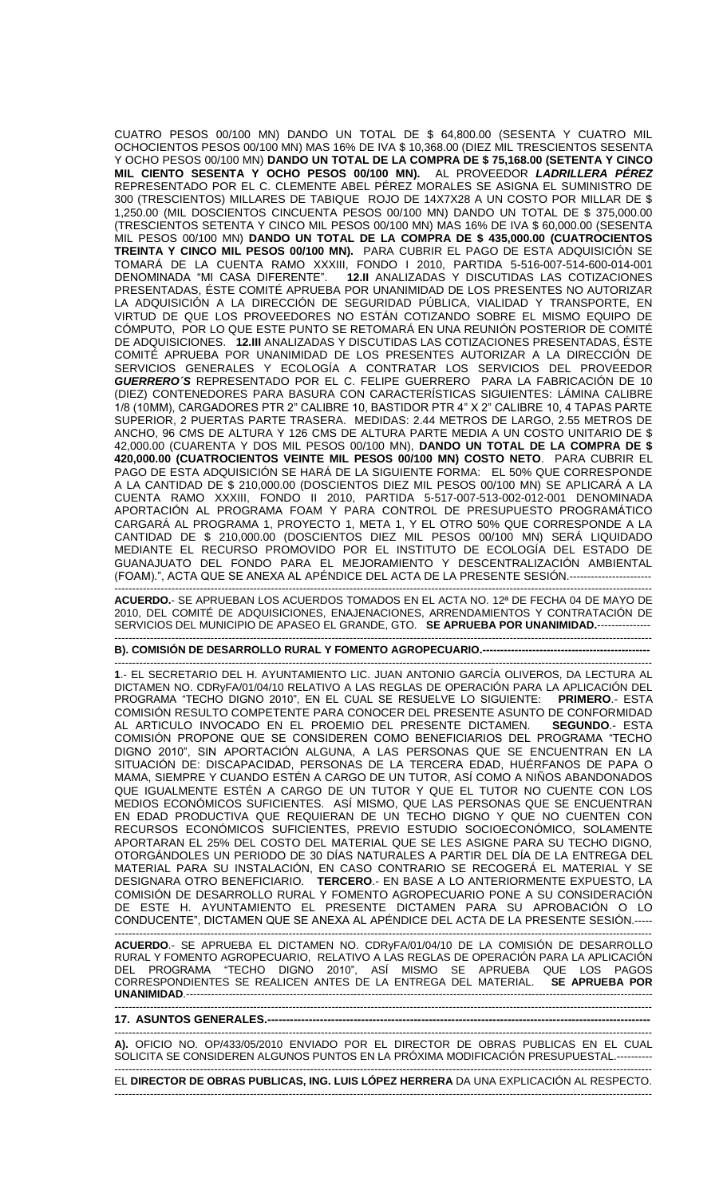CUATRO PESOS 00/100 MN) DANDO UN TOTAL DE $ 64,800.00 (SESENTA Y CUATRO MIL OCHOCIENTOS PESOS 00/100 MN) MAS 16% DE IVA $ 10,368.00 (DIEZ MIL TRESCIENTOS SESENTA Y OCHO PESOS 00/100 MN) **DANDO UN TOTAL DE LA COMPRA DE $ 75,168.00 (SETENTA Y CINCO MIL CIENTO SESENTA Y OCHO PESOS 00/100 MN).** AL PROVEEDOR ***LADRILLERA PÉREZ*** REPRESENTADO POR EL C. CLEMENTE ABEL PÉREZ MORALES SE ASIGNA EL SUMINISTRO DE 300 (TRESCIENTOS) MILLARES DE TABIQUE ROJO DE 14X7X28 A UN COSTO POR MILLAR DE $ 1,250.00 (MIL DOSCIENTOS CINCUENTA PESOS 00/100 MN) DANDO UN TOTAL DE $ 375,000.00 (TRESCIENTOS SETENTA Y CINCO MIL PESOS 00/100 MN) MAS 16% DE IVA $ 60,000.00 (SESENTA MIL PESOS 00/100 MN) **DANDO UN TOTAL DE LA COMPRA DE $ 435,000.00 (CUATROCIENTOS TREINTA Y CINCO MIL PESOS 00/100 MN).** PARA CUBRIR EL PAGO DE ESTA ADQUISICIÓN SE TOMARÁ DE LA CUENTA RAMO XXXIII, FONDO I 2010, PARTIDA 5-516-007-514-600-014-001 DENOMINADA "MI CASA DIFERENTE". **12.II** ANALIZADAS Y DISCUTIDAS LAS COTIZACIONES PRESENTADAS, ÉSTE COMITÉ APRUEBA POR UNANIMIDAD DE LOS PRESENTES NO AUTORIZAR LA ADQUISICIÓN A LA DIRECCIÓN DE SEGURIDAD PÚBLICA, VIALIDAD Y TRANSPORTE, EN VIRTUD DE QUE LOS PROVEEDORES NO ESTÁN COTIZANDO SOBRE EL MISMO EQUIPO DE CÓMPUTO, POR LO QUE ESTE PUNTO SE RETOMARÁ EN UNA REUNIÓN POSTERIOR DE COMITÉ DE ADQUISICIONES. **12.III** ANALIZADAS Y DISCUTIDAS LAS COTIZACIONES PRESENTADAS, ÉSTE COMITÉ APRUEBA POR UNANIMIDAD DE LOS PRESENTES AUTORIZAR A LA DIRECCIÓN DE SERVICIOS GENERALES Y ECOLOGÍA A CONTRATAR LOS SERVICIOS DEL PROVEEDOR ***GUERRERO´S*** REPRESENTADO POR EL C. FELIPE GUERRERO PARA LA FABRICACIÓN DE 10 (DIEZ) CONTENEDORES PARA BASURA CON CARACTERÍSTICAS SIGUIENTES: LÁMINA CALIBRE 1/8 (10MM), CARGADORES PTR 2" CALIBRE 10, BASTIDOR PTR 4" X 2" CALIBRE 10, 4 TAPAS PARTE SUPERIOR, 2 PUERTAS PARTE TRASERA. MEDIDAS: 2.44 METROS DE LARGO, 2.55 METROS DE ANCHO, 96 CMS DE ALTURA Y 126 CMS DE ALTURA PARTE MEDIA A UN COSTO UNITARIO DE $ 42,000.00 (CUARENTA Y DOS MIL PESOS 00/100 MN), **DANDO UN TOTAL DE LA COMPRA DE $ 420,000.00 (CUATROCIENTOS VEINTE MIL PESOS 00/100 MN) COSTO NETO**. PARA CUBRIR EL PAGO DE ESTA ADQUISICIÓN SE HARÁ DE LA SIGUIENTE FORMA: EL 50% QUE CORRESPONDE A LA CANTIDAD DE $ 210,000.00 (DOSCIENTOS DIEZ MIL PESOS 00/100 MN) SE APLICARÁ A LA CUENTA RAMO XXXIII, FONDO II 2010, PARTIDA 5-517-007-513-002-012-001 DENOMINADA APORTACIÓN AL PROGRAMA FOAM Y PARA CONTROL DE PRESUPUESTO PROGRAMÁTICO CARGARÁ AL PROGRAMA 1, PROYECTO 1, META 1, Y EL OTRO 50% QUE CORRESPONDE A LA CANTIDAD DE $ 210,000.00 (DOSCIENTOS DIEZ MIL PESOS 00/100 MN) SERÁ LIQUIDADO MEDIANTE EL RECURSO PROMOVIDO POR EL INSTITUTO DE ECOLOGÍA DEL ESTADO DE GUANAJUATO DEL FONDO PARA EL MEJORAMIENTO Y DESCENTRALIZACIÓN AMBIENTAL (FOAM).", ACTA QUE SE ANEXA AL APÉNDICE DEL ACTA DE LA PRESENTE SESIÓN.-----------------------

**ACUERDO.**- SE APRUEBAN LOS ACUERDOS TOMADOS EN EL ACTA NO. 12ª DE FECHA 04 DE MAYO DE 2010, DEL COMITÉ DE ADQUISICIONES, ENAJENACIONES, ARRENDAMIENTOS Y CONTRATACIÓN DE SERVICIOS DEL MUNICIPIO DE APASEO EL GRANDE, GTO. **SE APRUEBA POR UNANIMIDAD.**---------------

**B). COMISIÓN DE DESARROLLO RURAL Y FOMENTO AGROPECUARIO.**------------------------------------------------

**1**.- EL SECRETARIO DEL H. AYUNTAMIENTO LIC. JUAN ANTONIO GARCÍA OLIVEROS, DA LECTURA AL DICTAMEN NO. CDRyFA/01/04/10 RELATIVO A LAS REGLAS DE OPERACIÓN PARA LA APLICACIÓN DEL PROGRAMA "TECHO DIGNO 2010", EN EL CUAL SE RESUELVE LO SIGUIENTE: **PRIMERO**.- ESTA COMISIÓN RESULTO COMPETENTE PARA CONOCER DEL PRESENTE ASUNTO DE CONFORMIDAD AL ARTICULO INVOCADO EN EL PROEMIO DEL PRESENTE DICTAMEN. **SEGUNDO**.- ESTA COMISIÓN PROPONE QUE SE CONSIDEREN COMO BENEFICIARIOS DEL PROGRAMA "TECHO DIGNO 2010", SIN APORTACIÓN ALGUNA, A LAS PERSONAS QUE SE ENCUENTRAN EN LA SITUACIÓN DE: DISCAPACIDAD, PERSONAS DE LA TERCERA EDAD, HUÉRFANOS DE PAPA O MAMA, SIEMPRE Y CUANDO ESTÉN A CARGO DE UN TUTOR, ASÍ COMO A NIÑOS ABANDONADOS QUE IGUALMENTE ESTÉN A CARGO DE UN TUTOR Y QUE EL TUTOR NO CUENTE CON LOS MEDIOS ECONÓMICOS SUFICIENTES. ASÍ MISMO, QUE LAS PERSONAS QUE SE ENCUENTRAN EN EDAD PRODUCTIVA QUE REQUIERAN DE UN TECHO DIGNO Y QUE NO CUENTEN CON RECURSOS ECONÓMICOS SUFICIENTES, PREVIO ESTUDIO SOCIOECONÓMICO, SOLAMENTE APORTARAN EL 25% DEL COSTO DEL MATERIAL QUE SE LES ASIGNE PARA SU TECHO DIGNO, OTORGÁNDOLES UN PERIODO DE 30 DÍAS NATURALES A PARTIR DEL DÍA DE LA ENTREGA DEL MATERIAL PARA SU INSTALACIÓN, EN CASO CONTRARIO SE RECOGERÁ EL MATERIAL Y SE DESIGNARA OTRO BENEFICIARIO. **TERCERO**.- EN BASE A LO ANTERIORMENTE EXPUESTO, LA COMISIÓN DE DESARROLLO RURAL Y FOMENTO AGROPECUARIO PONE A SU CONSIDERACIÓN DE ESTE H. AYUNTAMIENTO EL PRESENTE DICTAMEN PARA SU APROBACIÓN O LO CONDUCENTE", DICTAMEN QUE SE ANEXA AL APÉNDICE DEL ACTA DE LA PRESENTE SESIÓN.-----

**ACUERDO**.- SE APRUEBA EL DICTAMEN NO. CDRyFA/01/04/10 DE LA COMISIÓN DE DESARROLLO RURAL Y FOMENTO AGROPECUARIO, RELATIVO A LAS REGLAS DE OPERACIÓN PARA LA APLICACIÓN DEL PROGRAMA "TECHO DIGNO 2010", ASÍ MISMO SE APRUEBA QUE LOS PAGOS CORRESPONDIENTES SE REALICEN ANTES DE LA ENTREGA DEL MATERIAL. **SE APRUEBA POR UNANIMIDAD**.-----------------------------------------------------------------------------------------------------------------------

**17. ASUNTOS GENERALES.**-----------------------------------------------------------------------------------------------------

**A).** OFICIO NO. OP/433/05/2010 ENVIADO POR EL DIRECTOR DE OBRAS PUBLICAS EN EL CUAL SOLICITA SE CONSIDEREN ALGUNOS PUNTOS EN LA PRÓXIMA MODIFICACIÓN PRESUPUESTAL.----------

EL **DIRECTOR DE OBRAS PUBLICAS, ING. LUIS LÓPEZ HERRERA** DA UNA EXPLICACIÓN AL RESPECTO.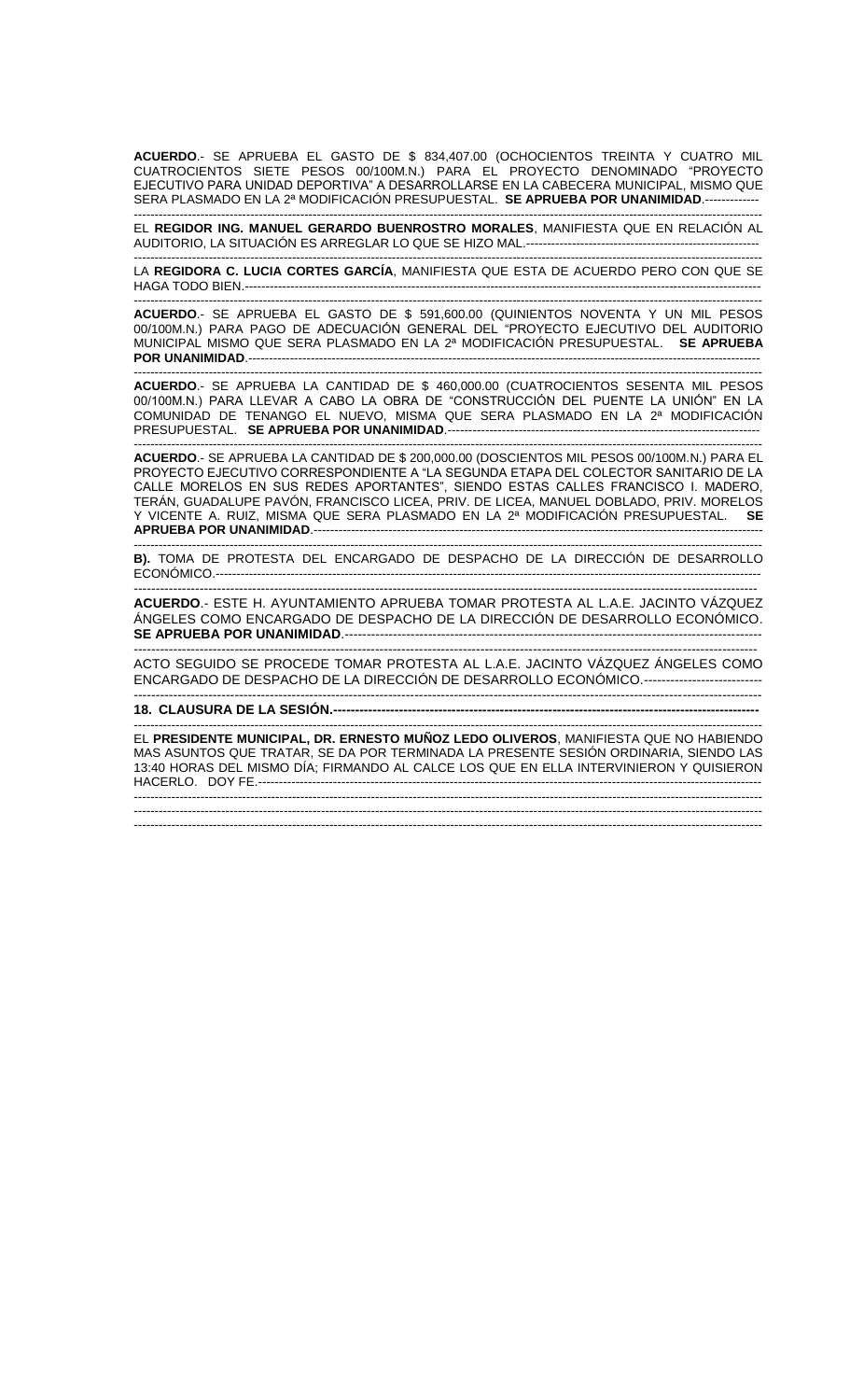**ACUERDO**.- SE APRUEBA EL GASTO DE $ 834,407.00 (OCHOCIENTOS TREINTA Y CUATRO MIL CUATROCIENTOS SIETE PESOS 00/100M.N.) PARA EL PROYECTO DENOMINADO "PROYECTO EJECUTIVO PARA UNIDAD DEPORTIVA" A DESARROLLARSE EN LA CABECERA MUNICIPAL, MISMO QUE SERA PLASMADO EN LA 2ª MODIFICACIÓN PRESUPUESTAL. **SE APRUEBA POR UNANIMIDAD**.-------------

-----------------------------------------------------------------------------------------------------------------------------------------

EL **REGIDOR ING. MANUEL GERARDO BUENROSTRO MORALES**, MANIFIESTA QUE EN RELACIÓN AL AUDITORIO, LA SITUACIÓN ES ARREGLAR LO QUE SE HIZO MAL.-------------------------------------------------------

-----------------------------------------------------------------------------------------------------------------------------------------

LA **REGIDORA C. LUCIA CORTES GARCÍA**, MANIFIESTA QUE ESTA DE ACUERDO PERO CON QUE SE HAGA TODO BIEN.------------------------------------------------------------------------------------------------------------------

-----------------------------------------------------------------------------------------------------------------------------------------

**ACUERDO**.- SE APRUEBA EL GASTO DE $ 591,600.00 (QUINIENTOS NOVENTA Y UN MIL PESOS 00/100M.N.) PARA PAGO DE ADECUACIÓN GENERAL DEL "PROYECTO EJECUTIVO DEL AUDITORIO MUNICIPAL MISMO QUE SERA PLASMADO EN LA 2ª MODIFICACIÓN PRESUPUESTAL. **SE APRUEBA POR UNANIMIDAD**.-----------------------------------------------------------------------------------------------------------------

-----------------------------------------------------------------------------------------------------------------------------------------

**ACUERDO**.- SE APRUEBA LA CANTIDAD DE $ 460,000.00 (CUATROCIENTOS SESENTA MIL PESOS 00/100M.N.) PARA LLEVAR A CABO LA OBRA DE "CONSTRUCCIÓN DEL PUENTE LA UNIÓN" EN LA COMUNIDAD DE TENANGO EL NUEVO, MISMA QUE SERA PLASMADO EN LA 2ª MODIFICACIÓN PRESUPUESTAL. **SE APRUEBA POR UNANIMIDAD**.---------------------------------------------------------------------------

-----------------------------------------------------------------------------------------------------------------------------------------

**ACUERDO**.- SE APRUEBA LA CANTIDAD DE $ 200,000.00 (DOSCIENTOS MIL PESOS 00/100M.N.) PARA EL PROYECTO EJECUTIVO CORRESPONDIENTE A "LA SEGUNDA ETAPA DEL COLECTOR SANITARIO DE LA CALLE MORELOS EN SUS REDES APORTANTES", SIENDO ESTAS CALLES FRANCISCO I. MADERO, TERÁN, GUADALUPE PAVÓN, FRANCISCO LICEA, PRIV. DE LICEA, MANUEL DOBLADO, PRIV. MORELOS Y VICENTE A. RUIZ, MISMA QUE SERA PLASMADO EN LA 2ª MODIFICACIÓN PRESUPUESTAL. **SE APRUEBA POR UNANIMIDAD**.-------------------------------------------------------------------------------------------------------

-----------------------------------------------------------------------------------------------------------------------------------------

**B).** TOMA DE PROTESTA DEL ENCARGADO DE DESPACHO DE LA DIRECCIÓN DE DESARROLLO ECONÓMICO.---------------------------------------------------------------------------------------------------------------------

-----------------------------------------------------------------------------------------------------------------------------------------

**ACUERDO**.- ESTE H. AYUNTAMIENTO APRUEBA TOMAR PROTESTA AL L.A.E. JACINTO VÁZQUEZ ÁNGELES COMO ENCARGADO DE DESPACHO DE LA DIRECCIÓN DE DESARROLLO ECONÓMICO. **SE APRUEBA POR UNANIMIDAD**.--------------------------------------------------------------------------------------------------

-----------------------------------------------------------------------------------------------------------------------------------------

ACTO SEGUIDO SE PROCEDE TOMAR PROTESTA AL L.A.E. JACINTO VÁZQUEZ ÁNGELES COMO ENCARGADO DE DESPACHO DE LA DIRECCIÓN DE DESARROLLO ECONÓMICO.---------------------------

-----------------------------------------------------------------------------------------------------------------------------------------

**18. CLAUSURA DE LA SESIÓN.-------------------------------------------------------------------------------------------------**

-----------------------------------------------------------------------------------------------------------------------------------------

EL **PRESIDENTE MUNICIPAL, DR. ERNESTO MUÑOZ LEDO OLIVEROS**, MANIFIESTA QUE NO HABIENDO MAS ASUNTOS QUE TRATAR, SE DA POR TERMINADA LA PRESENTE SESIÓN ORDINARIA, SIENDO LAS 13:40 HORAS DEL MISMO DÍA; FIRMANDO AL CALCE LOS QUE EN ELLA INTERVINIERON Y QUISIERON HACERLO. DOY FE.-----------------------------------------------------------------------------------------------------------------

-----------------------------------------------------------------------------------------------------------------------------------------

-----------------------------------------------------------------------------------------------------------------------------------------

-----------------------------------------------------------------------------------------------------------------------------------------